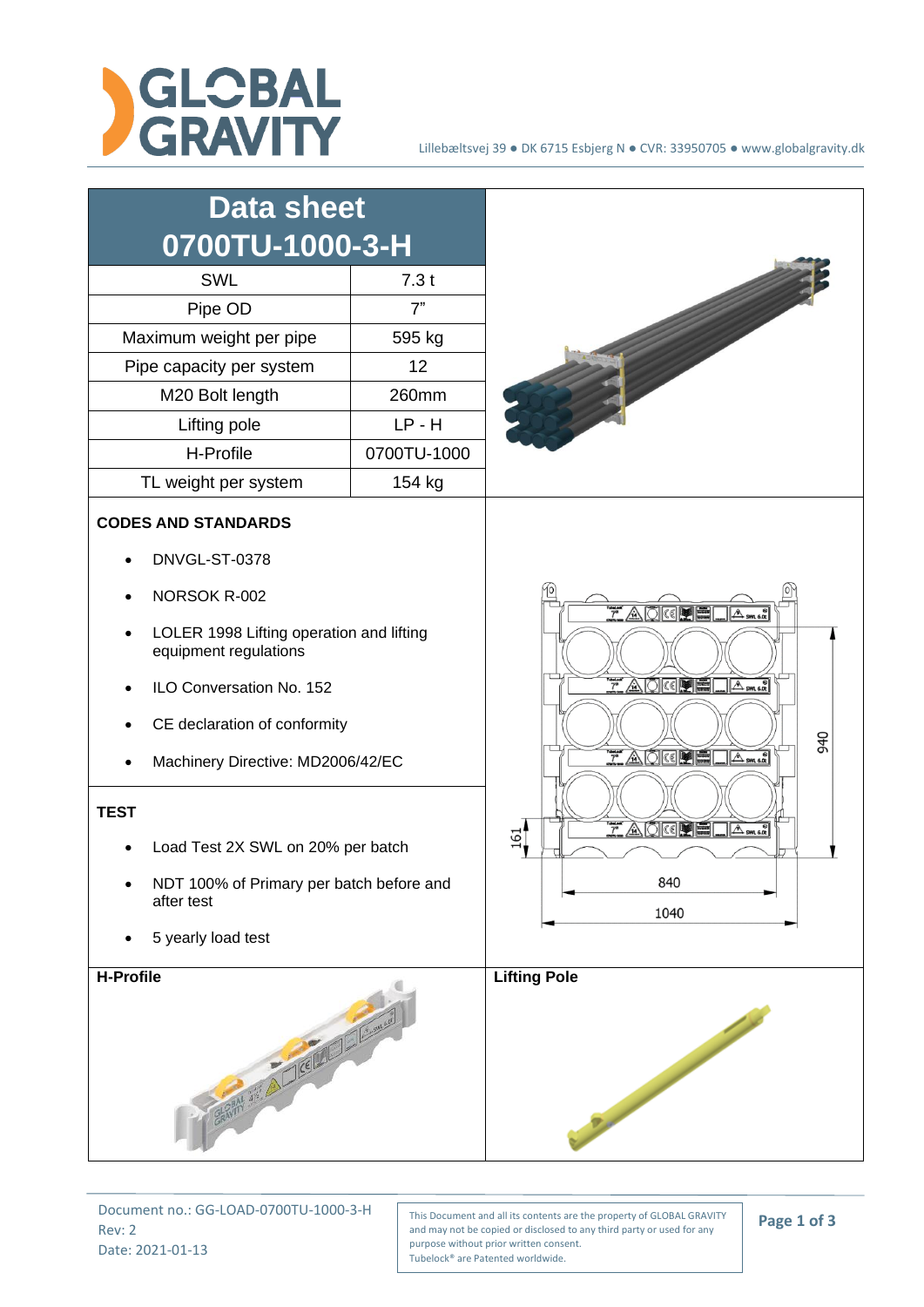# Data sheet 0700TU-1000-3-H

| SWL | 7.3 t |
|---|---|
| Pipe OD | 7" |
| Maximum weight per pipe | 595 kg |
| Pipe capacity per system | 12 |
| M20 Bolt length | 260mm |
| Lifting pole | LP - H |
| H-Profile | 0700TU-1000 |
| TL weight per system | 154 kg |

**CODES AND STANDARDS**

- DNVGL-ST-0378
- NORSOK R-002
- LOLER 1998 Lifting operation and lifting equipment regulations
- ILO Conversation No. 152
- CE declaration of conformity
- Machinery Directive: MD2006/42/EC

**TEST**

- Load Test 2X SWL on 20% per batch
- NDT 100% of Primary per batch before and after test
- 5 yearly load test

**H-Profile**

**Lifting Pole**

Document no.: GG-LOAD-0700TU-1000-3-H
Rev: 2
Date: 2021-01-13

This Document and all its contents are the property of GLOBAL GRAVITY and may not be copied or disclosed to any third party or used for any purpose without prior written consent.
Tubelock® are Patented worldwide.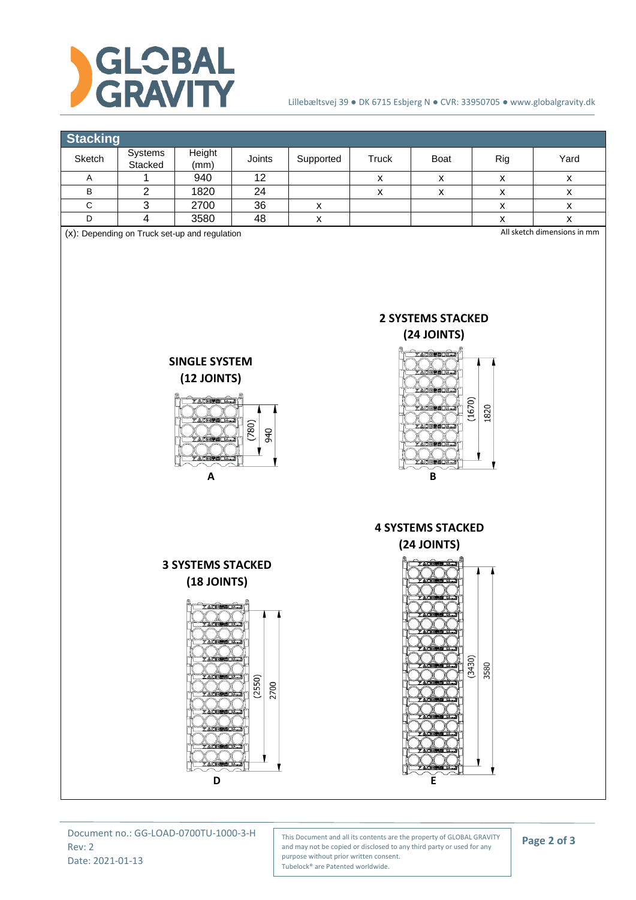## Stacking

| Sketch | Systems Stacked | Height (mm) | Joints | Supported | Truck | Boat | Rig | Yard |
|---|---|---|---|---|---|---|---|---|
| A | 1 | 940 | 12 | | x | x | x | x |
| B | 2 | 1820 | 24 | | x | x | x | x |
| C | 3 | 2700 | 36 | x | | | x | x |
| D | 4 | 3580 | 48 | x | | | x | x |

(x): Depending on Truck set-up and regulation

All sketch dimensions in mm

**SINGLE SYSTEM (12 JOINTS)**

(780) 940

A

**2 SYSTEMS STACKED (24 JOINTS)**

(1670) 1820

B

**3 SYSTEMS STACKED (18 JOINTS)**

(2550) 2700

D

**4 SYSTEMS STACKED (24 JOINTS)**

(3430) 3580

E

Document no.: GG-LOAD-0700TU-1000-3-H
Rev: 2
Date: 2021-01-13

This Document and all its contents are the property of GLOBAL GRAVITY and may not be copied or disclosed to any third party or used for any purpose without prior written consent.
Tubelock® are Patented worldwide.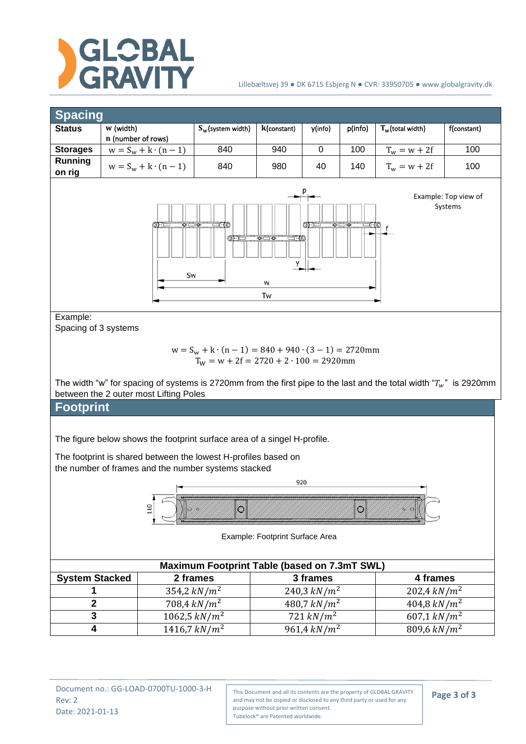## Spacing

| Status | w (width) n (number of rows) | $S_w$(system width) | k(constant) | y(info) | p(info) | $T_w$(total width) | f(constant) |
|---|---|---|---|---|---|---|---|
| **Storages** | $w = S_w + k \cdot (n-1)$ | 840 | 940 | 0 | 100 | $T_w = w + 2f$ | 100 |
| **Running on rig** | $w = S_w + k \cdot (n-1)$ | 840 | 980 | 40 | 140 | $T_w = w + 2f$ | 100 |

p

f

y

Sw

w

Tw

Example: Top view of Systems

Example:
Spacing of 3 systems

$$w = S_w + k \cdot (n-1) = 840 + 940 \cdot (3-1) = 2720\text{mm}$$
$$T_W = w + 2f = 2720 + 2 \cdot 100 = 2920\text{mm}$$

The width "w" for spacing of systems is 2720mm from the first pipe to the last and the total width "$T_w$" is 2920mm between the 2 outer most Lifting Poles

## Footprint

The figure below shows the footprint surface area of a singel H-profile.

The footprint is shared between the lowest H-profiles based on the number of frames and the number systems stacked

920

110

Example: Footprint Surface Area

| Maximum Footprint Table (based on 7.3mT SWL) | | | |
|---|---|---|---|
| **System Stacked** | **2 frames** | **3 frames** | **4 frames** |
| **1** | 354,2 $kN/m^2$ | 240,3 $kN/m^2$ | 202,4 $kN/m^2$ |
| **2** | 708,4 $kN/m^2$ | 480,7 $kN/m^2$ | 404,8 $kN/m^2$ |
| **3** | 1062,5 $kN/m^2$ | 721 $kN/m^2$ | 607,1 $kN/m^2$ |
| **4** | 1416,7 $kN/m^2$ | 961,4 $kN/m^2$ | 809,6 $kN/m^2$ |

Document no.: GG-LOAD-0700TU-1000-3-H
Rev: 2
Date: 2021-01-13

This Document and all its contents are the property of GLOBAL GRAVITY and may not be copied or disclosed to any third party or used for any purpose without prior written consent.
Tubelock® are Patented worldwide.